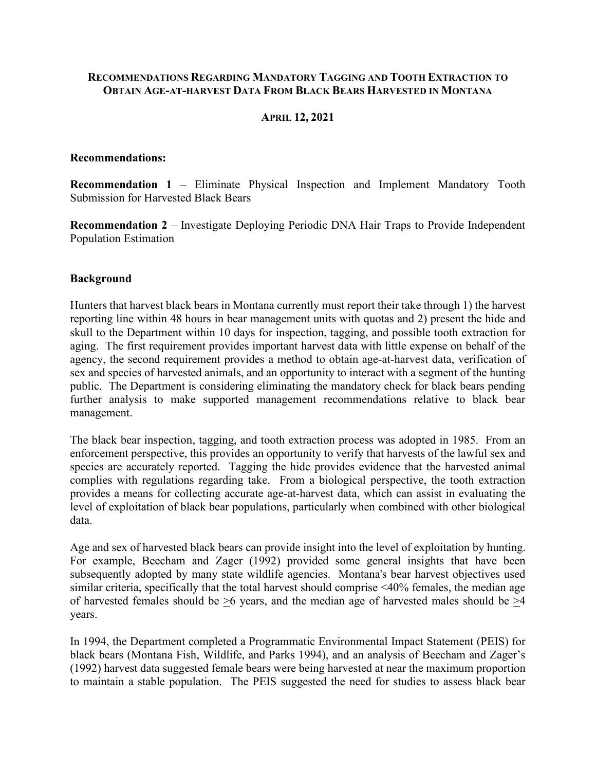# Recommendations Regarding Mandatory Tagging and Tooth Extraction to Obtain Age-at-harvest Data From Black Bears Harvested in Montana

**April 12, 2021**

**Recommendations:**

**Recommendation 1** – Eliminate Physical Inspection and Implement Mandatory Tooth Submission for Harvested Black Bears

**Recommendation 2** – Investigate Deploying Periodic DNA Hair Traps to Provide Independent Population Estimation

## Background

Hunters that harvest black bears in Montana currently must report their take through 1) the harvest reporting line within 48 hours in bear management units with quotas and 2) present the hide and skull to the Department within 10 days for inspection, tagging, and possible tooth extraction for aging. The first requirement provides important harvest data with little expense on behalf of the agency, the second requirement provides a method to obtain age-at-harvest data, verification of sex and species of harvested animals, and an opportunity to interact with a segment of the hunting public. The Department is considering eliminating the mandatory check for black bears pending further analysis to make supported management recommendations relative to black bear management.

The black bear inspection, tagging, and tooth extraction process was adopted in 1985. From an enforcement perspective, this provides an opportunity to verify that harvests of the lawful sex and species are accurately reported. Tagging the hide provides evidence that the harvested animal complies with regulations regarding take. From a biological perspective, the tooth extraction provides a means for collecting accurate age-at-harvest data, which can assist in evaluating the level of exploitation of black bear populations, particularly when combined with other biological data.

Age and sex of harvested black bears can provide insight into the level of exploitation by hunting. For example, Beecham and Zager (1992) provided some general insights that have been subsequently adopted by many state wildlife agencies. Montana's bear harvest objectives used similar criteria, specifically that the total harvest should comprise <40% females, the median age of harvested females should be ≥6 years, and the median age of harvested males should be ≥4 years.

In 1994, the Department completed a Programmatic Environmental Impact Statement (PEIS) for black bears (Montana Fish, Wildlife, and Parks 1994), and an analysis of Beecham and Zager's (1992) harvest data suggested female bears were being harvested at near the maximum proportion to maintain a stable population. The PEIS suggested the need for studies to assess black bear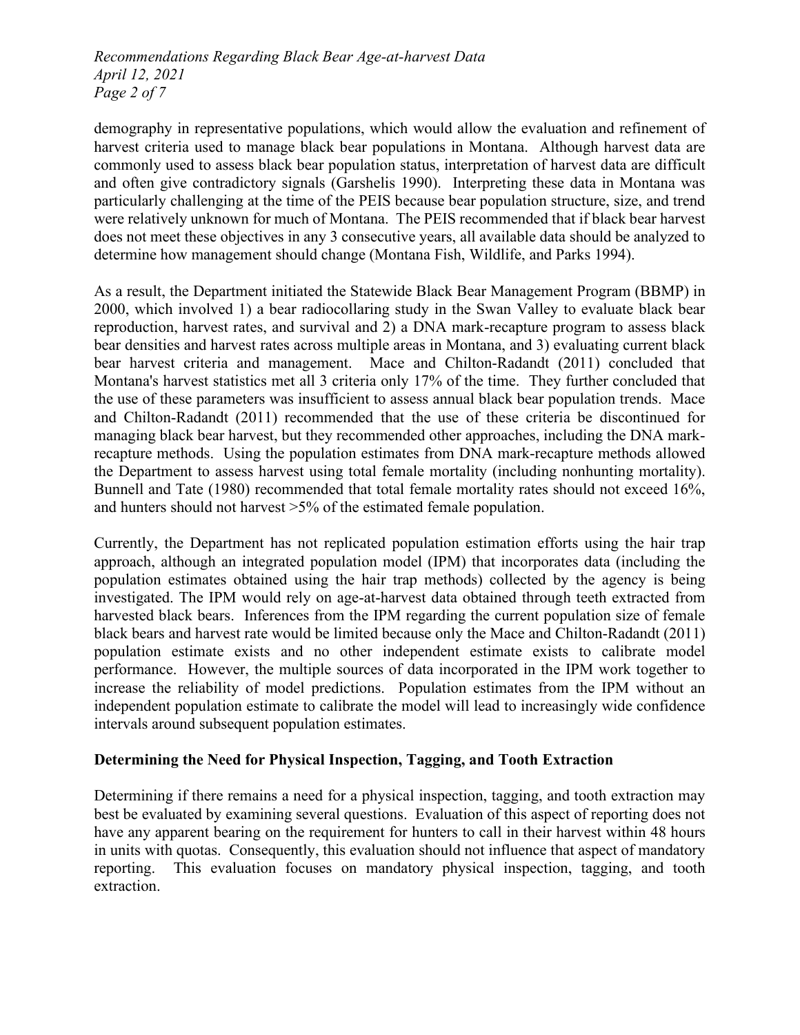demography in representative populations, which would allow the evaluation and refinement of harvest criteria used to manage black bear populations in Montana. Although harvest data are commonly used to assess black bear population status, interpretation of harvest data are difficult and often give contradictory signals (Garshelis 1990). Interpreting these data in Montana was particularly challenging at the time of the PEIS because bear population structure, size, and trend were relatively unknown for much of Montana. The PEIS recommended that if black bear harvest does not meet these objectives in any 3 consecutive years, all available data should be analyzed to determine how management should change (Montana Fish, Wildlife, and Parks 1994).

As a result, the Department initiated the Statewide Black Bear Management Program (BBMP) in 2000, which involved 1) a bear radiocollaring study in the Swan Valley to evaluate black bear reproduction, harvest rates, and survival and 2) a DNA mark-recapture program to assess black bear densities and harvest rates across multiple areas in Montana, and 3) evaluating current black bear harvest criteria and management. Mace and Chilton-Radandt (2011) concluded that Montana's harvest statistics met all 3 criteria only 17% of the time. They further concluded that the use of these parameters was insufficient to assess annual black bear population trends. Mace and Chilton-Radandt (2011) recommended that the use of these criteria be discontinued for managing black bear harvest, but they recommended other approaches, including the DNA mark-recapture methods. Using the population estimates from DNA mark-recapture methods allowed the Department to assess harvest using total female mortality (including nonhunting mortality). Bunnell and Tate (1980) recommended that total female mortality rates should not exceed 16%, and hunters should not harvest >5% of the estimated female population.

Currently, the Department has not replicated population estimation efforts using the hair trap approach, although an integrated population model (IPM) that incorporates data (including the population estimates obtained using the hair trap methods) collected by the agency is being investigated. The IPM would rely on age-at-harvest data obtained through teeth extracted from harvested black bears. Inferences from the IPM regarding the current population size of female black bears and harvest rate would be limited because only the Mace and Chilton-Radandt (2011) population estimate exists and no other independent estimate exists to calibrate model performance. However, the multiple sources of data incorporated in the IPM work together to increase the reliability of model predictions. Population estimates from the IPM without an independent population estimate to calibrate the model will lead to increasingly wide confidence intervals around subsequent population estimates.

## Determining the Need for Physical Inspection, Tagging, and Tooth Extraction

Determining if there remains a need for a physical inspection, tagging, and tooth extraction may best be evaluated by examining several questions. Evaluation of this aspect of reporting does not have any apparent bearing on the requirement for hunters to call in their harvest within 48 hours in units with quotas. Consequently, this evaluation should not influence that aspect of mandatory reporting. This evaluation focuses on mandatory physical inspection, tagging, and tooth extraction.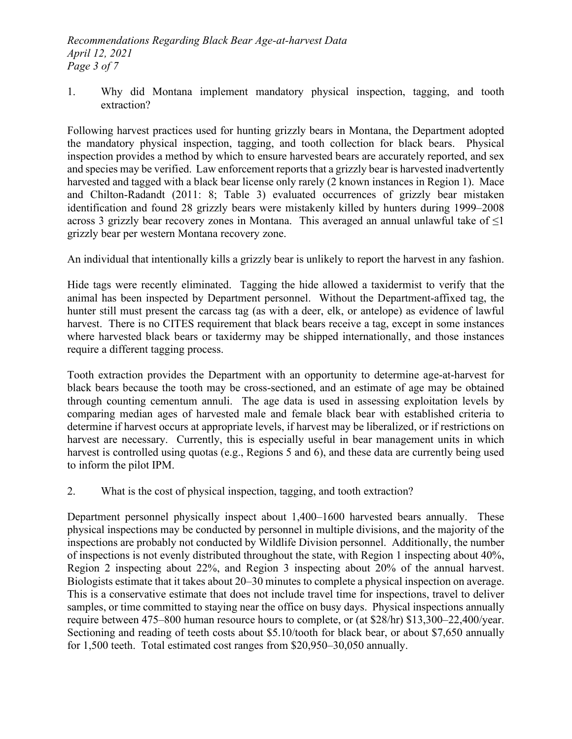1. Why did Montana implement mandatory physical inspection, tagging, and tooth extraction?

Following harvest practices used for hunting grizzly bears in Montana, the Department adopted the mandatory physical inspection, tagging, and tooth collection for black bears. Physical inspection provides a method by which to ensure harvested bears are accurately reported, and sex and species may be verified. Law enforcement reports that a grizzly bear is harvested inadvertently harvested and tagged with a black bear license only rarely (2 known instances in Region 1). Mace and Chilton-Radandt (2011: 8; Table 3) evaluated occurrences of grizzly bear mistaken identification and found 28 grizzly bears were mistakenly killed by hunters during 1999–2008 across 3 grizzly bear recovery zones in Montana. This averaged an annual unlawful take of ≤1 grizzly bear per western Montana recovery zone.

An individual that intentionally kills a grizzly bear is unlikely to report the harvest in any fashion.

Hide tags were recently eliminated. Tagging the hide allowed a taxidermist to verify that the animal has been inspected by Department personnel. Without the Department-affixed tag, the hunter still must present the carcass tag (as with a deer, elk, or antelope) as evidence of lawful harvest. There is no CITES requirement that black bears receive a tag, except in some instances where harvested black bears or taxidermy may be shipped internationally, and those instances require a different tagging process.

Tooth extraction provides the Department with an opportunity to determine age-at-harvest for black bears because the tooth may be cross-sectioned, and an estimate of age may be obtained through counting cementum annuli. The age data is used in assessing exploitation levels by comparing median ages of harvested male and female black bear with established criteria to determine if harvest occurs at appropriate levels, if harvest may be liberalized, or if restrictions on harvest are necessary. Currently, this is especially useful in bear management units in which harvest is controlled using quotas (e.g., Regions 5 and 6), and these data are currently being used to inform the pilot IPM.

2. What is the cost of physical inspection, tagging, and tooth extraction?

Department personnel physically inspect about 1,400–1600 harvested bears annually. These physical inspections may be conducted by personnel in multiple divisions, and the majority of the inspections are probably not conducted by Wildlife Division personnel. Additionally, the number of inspections is not evenly distributed throughout the state, with Region 1 inspecting about 40%, Region 2 inspecting about 22%, and Region 3 inspecting about 20% of the annual harvest. Biologists estimate that it takes about 20–30 minutes to complete a physical inspection on average. This is a conservative estimate that does not include travel time for inspections, travel to deliver samples, or time committed to staying near the office on busy days. Physical inspections annually require between 475–800 human resource hours to complete, or (at $28/hr) $13,300–22,400/year. Sectioning and reading of teeth costs about $5.10/tooth for black bear, or about $7,650 annually for 1,500 teeth. Total estimated cost ranges from $20,950–30,050 annually.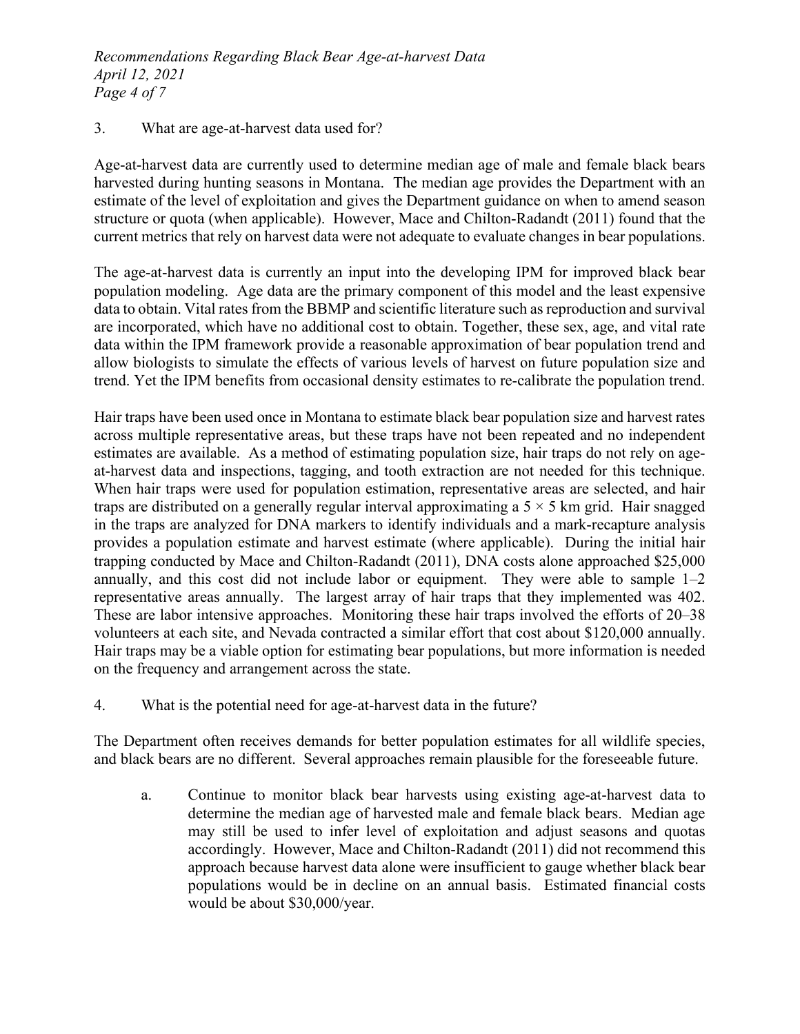3. What are age-at-harvest data used for?

Age-at-harvest data are currently used to determine median age of male and female black bears harvested during hunting seasons in Montana. The median age provides the Department with an estimate of the level of exploitation and gives the Department guidance on when to amend season structure or quota (when applicable). However, Mace and Chilton-Radandt (2011) found that the current metrics that rely on harvest data were not adequate to evaluate changes in bear populations.

The age-at-harvest data is currently an input into the developing IPM for improved black bear population modeling. Age data are the primary component of this model and the least expensive data to obtain. Vital rates from the BBMP and scientific literature such as reproduction and survival are incorporated, which have no additional cost to obtain. Together, these sex, age, and vital rate data within the IPM framework provide a reasonable approximation of bear population trend and allow biologists to simulate the effects of various levels of harvest on future population size and trend. Yet the IPM benefits from occasional density estimates to re-calibrate the population trend.

Hair traps have been used once in Montana to estimate black bear population size and harvest rates across multiple representative areas, but these traps have not been repeated and no independent estimates are available. As a method of estimating population size, hair traps do not rely on age-at-harvest data and inspections, tagging, and tooth extraction are not needed for this technique. When hair traps were used for population estimation, representative areas are selected, and hair traps are distributed on a generally regular interval approximating a 5 × 5 km grid. Hair snagged in the traps are analyzed for DNA markers to identify individuals and a mark-recapture analysis provides a population estimate and harvest estimate (where applicable). During the initial hair trapping conducted by Mace and Chilton-Radandt (2011), DNA costs alone approached $25,000 annually, and this cost did not include labor or equipment. They were able to sample 1–2 representative areas annually. The largest array of hair traps that they implemented was 402. These are labor intensive approaches. Monitoring these hair traps involved the efforts of 20–38 volunteers at each site, and Nevada contracted a similar effort that cost about $120,000 annually. Hair traps may be a viable option for estimating bear populations, but more information is needed on the frequency and arrangement across the state.

4. What is the potential need for age-at-harvest data in the future?

The Department often receives demands for better population estimates for all wildlife species, and black bears are no different. Several approaches remain plausible for the foreseeable future.

a. Continue to monitor black bear harvests using existing age-at-harvest data to determine the median age of harvested male and female black bears. Median age may still be used to infer level of exploitation and adjust seasons and quotas accordingly. However, Mace and Chilton-Radandt (2011) did not recommend this approach because harvest data alone were insufficient to gauge whether black bear populations would be in decline on an annual basis. Estimated financial costs would be about $30,000/year.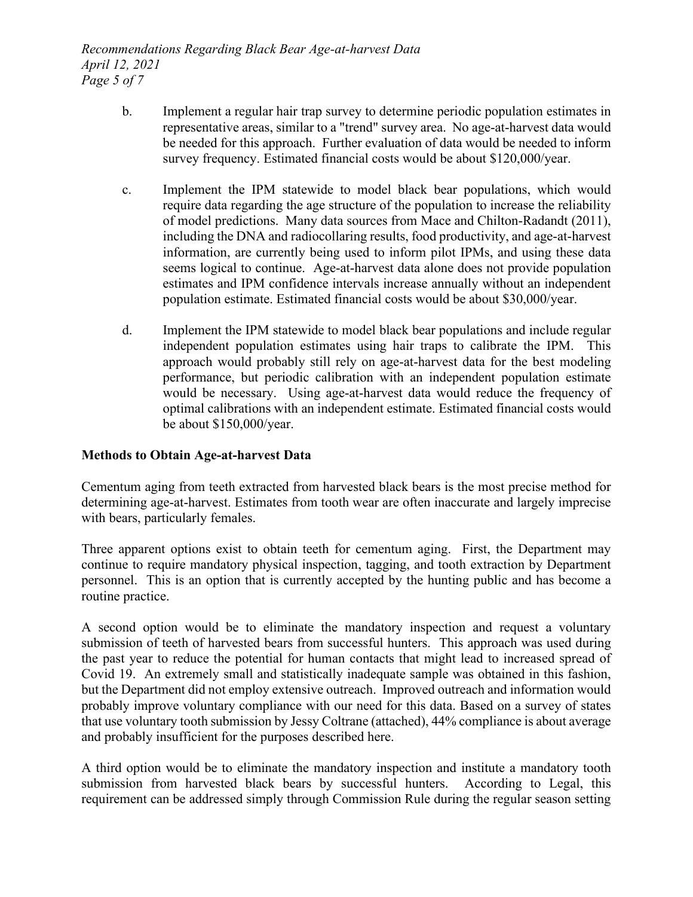b. Implement a regular hair trap survey to determine periodic population estimates in representative areas, similar to a "trend" survey area. No age-at-harvest data would be needed for this approach. Further evaluation of data would be needed to inform survey frequency. Estimated financial costs would be about $120,000/year.

c. Implement the IPM statewide to model black bear populations, which would require data regarding the age structure of the population to increase the reliability of model predictions. Many data sources from Mace and Chilton-Radandt (2011), including the DNA and radiocollaring results, food productivity, and age-at-harvest information, are currently being used to inform pilot IPMs, and using these data seems logical to continue. Age-at-harvest data alone does not provide population estimates and IPM confidence intervals increase annually without an independent population estimate. Estimated financial costs would be about $30,000/year.

d. Implement the IPM statewide to model black bear populations and include regular independent population estimates using hair traps to calibrate the IPM. This approach would probably still rely on age-at-harvest data for the best modeling performance, but periodic calibration with an independent population estimate would be necessary. Using age-at-harvest data would reduce the frequency of optimal calibrations with an independent estimate. Estimated financial costs would be about $150,000/year.

**Methods to Obtain Age-at-harvest Data**

Cementum aging from teeth extracted from harvested black bears is the most precise method for determining age-at-harvest. Estimates from tooth wear are often inaccurate and largely imprecise with bears, particularly females.

Three apparent options exist to obtain teeth for cementum aging. First, the Department may continue to require mandatory physical inspection, tagging, and tooth extraction by Department personnel. This is an option that is currently accepted by the hunting public and has become a routine practice.

A second option would be to eliminate the mandatory inspection and request a voluntary submission of teeth of harvested bears from successful hunters. This approach was used during the past year to reduce the potential for human contacts that might lead to increased spread of Covid 19. An extremely small and statistically inadequate sample was obtained in this fashion, but the Department did not employ extensive outreach. Improved outreach and information would probably improve voluntary compliance with our need for this data. Based on a survey of states that use voluntary tooth submission by Jessy Coltrane (attached), 44% compliance is about average and probably insufficient for the purposes described here.

A third option would be to eliminate the mandatory inspection and institute a mandatory tooth submission from harvested black bears by successful hunters. According to Legal, this requirement can be addressed simply through Commission Rule during the regular season setting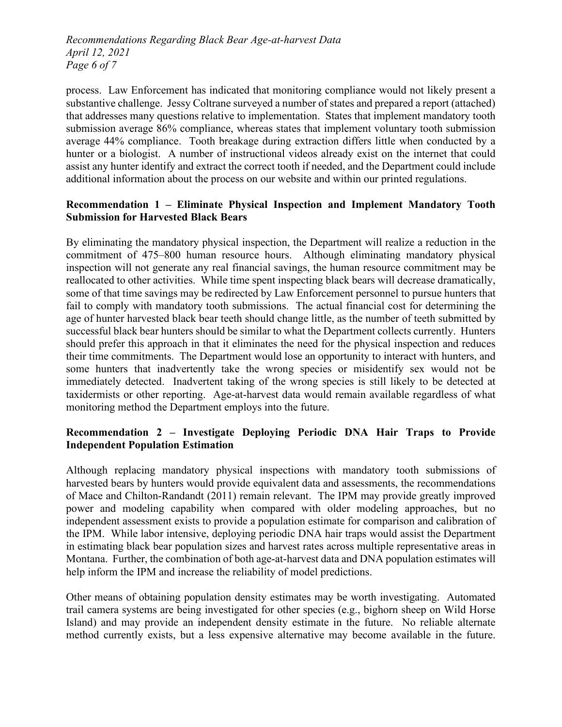process. Law Enforcement has indicated that monitoring compliance would not likely present a substantive challenge. Jessy Coltrane surveyed a number of states and prepared a report (attached) that addresses many questions relative to implementation. States that implement mandatory tooth submission average 86% compliance, whereas states that implement voluntary tooth submission average 44% compliance. Tooth breakage during extraction differs little when conducted by a hunter or a biologist. A number of instructional videos already exist on the internet that could assist any hunter identify and extract the correct tooth if needed, and the Department could include additional information about the process on our website and within our printed regulations.

**Recommendation 1 – Eliminate Physical Inspection and Implement Mandatory Tooth Submission for Harvested Black Bears**

By eliminating the mandatory physical inspection, the Department will realize a reduction in the commitment of 475–800 human resource hours. Although eliminating mandatory physical inspection will not generate any real financial savings, the human resource commitment may be reallocated to other activities. While time spent inspecting black bears will decrease dramatically, some of that time savings may be redirected by Law Enforcement personnel to pursue hunters that fail to comply with mandatory tooth submissions. The actual financial cost for determining the age of hunter harvested black bear teeth should change little, as the number of teeth submitted by successful black bear hunters should be similar to what the Department collects currently. Hunters should prefer this approach in that it eliminates the need for the physical inspection and reduces their time commitments. The Department would lose an opportunity to interact with hunters, and some hunters that inadvertently take the wrong species or misidentify sex would not be immediately detected. Inadvertent taking of the wrong species is still likely to be detected at taxidermists or other reporting. Age-at-harvest data would remain available regardless of what monitoring method the Department employs into the future.

**Recommendation 2 – Investigate Deploying Periodic DNA Hair Traps to Provide Independent Population Estimation**

Although replacing mandatory physical inspections with mandatory tooth submissions of harvested bears by hunters would provide equivalent data and assessments, the recommendations of Mace and Chilton-Randandt (2011) remain relevant. The IPM may provide greatly improved power and modeling capability when compared with older modeling approaches, but no independent assessment exists to provide a population estimate for comparison and calibration of the IPM. While labor intensive, deploying periodic DNA hair traps would assist the Department in estimating black bear population sizes and harvest rates across multiple representative areas in Montana. Further, the combination of both age-at-harvest data and DNA population estimates will help inform the IPM and increase the reliability of model predictions.

Other means of obtaining population density estimates may be worth investigating. Automated trail camera systems are being investigated for other species (e.g., bighorn sheep on Wild Horse Island) and may provide an independent density estimate in the future. No reliable alternate method currently exists, but a less expensive alternative may become available in the future.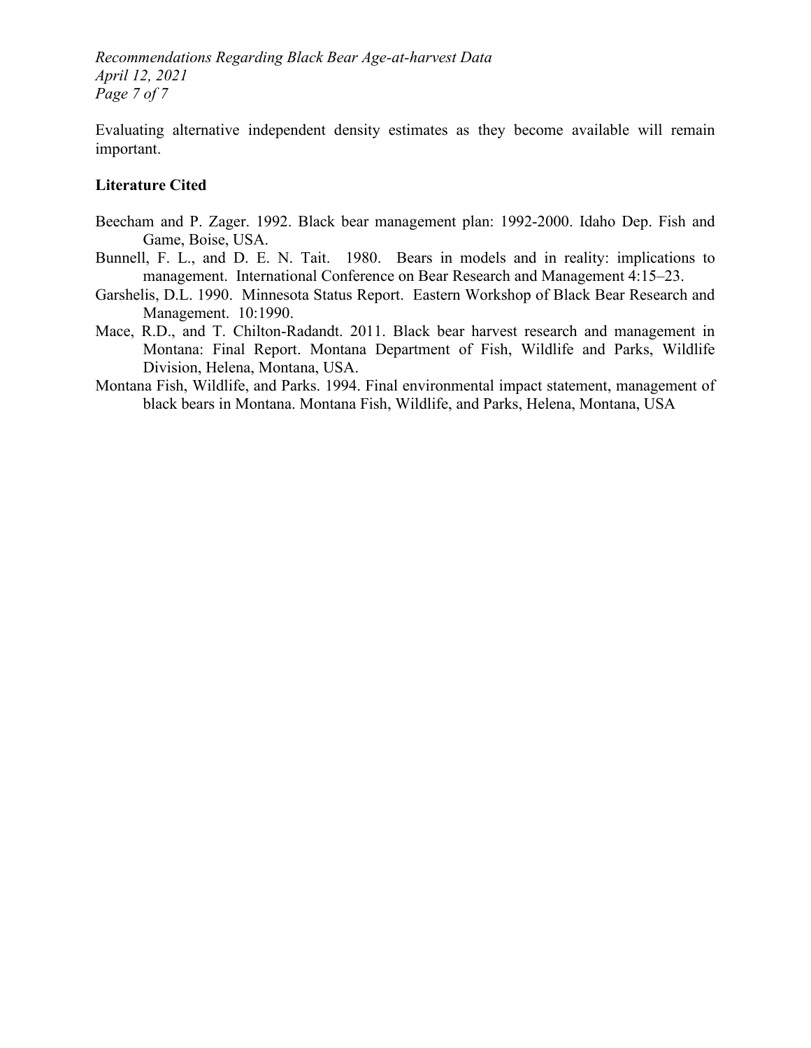Evaluating alternative independent density estimates as they become available will remain important.

## Literature Cited

Beecham and P. Zager. 1992. Black bear management plan: 1992-2000. Idaho Dep. Fish and Game, Boise, USA.

Bunnell, F. L., and D. E. N. Tait. 1980. Bears in models and in reality: implications to management. International Conference on Bear Research and Management 4:15–23.

Garshelis, D.L. 1990. Minnesota Status Report. Eastern Workshop of Black Bear Research and Management. 10:1990.

Mace, R.D., and T. Chilton-Radandt. 2011. Black bear harvest research and management in Montana: Final Report. Montana Department of Fish, Wildlife and Parks, Wildlife Division, Helena, Montana, USA.

Montana Fish, Wildlife, and Parks. 1994. Final environmental impact statement, management of black bears in Montana. Montana Fish, Wildlife, and Parks, Helena, Montana, USA